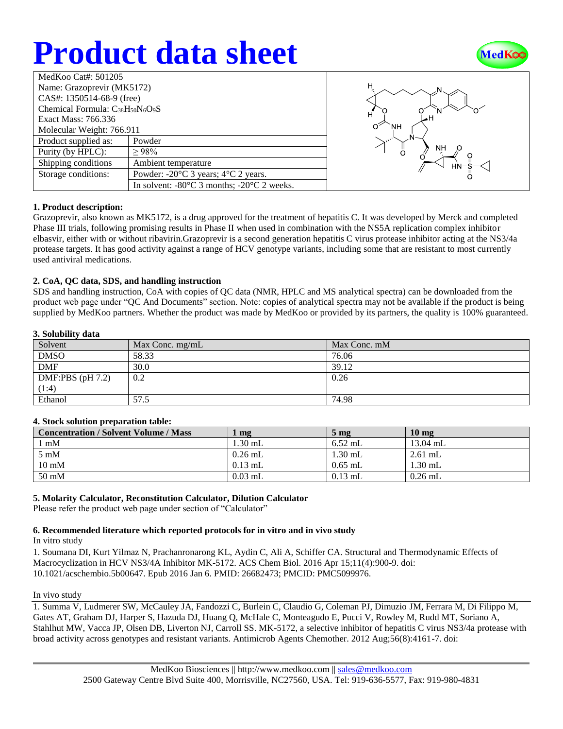# Product data sheet

| MedKoo Cat#: 501205 | |
|---|---|
| Name: Grazoprevir (MK5172) | |
| CAS#: 1350514-68-9 (free) | |
| Chemical Formula: $C_{38}H_{50}N_6O_9S$ | |
| Exact Mass: 766.336 | |
| Molecular Weight: 766.911 | |
| Product supplied as: | Powder |
| Purity (by HPLC): | ≥ 98% |
| Shipping conditions | Ambient temperature |
| Storage conditions: | Powder: -20°C 3 years; 4°C 2 years. |
| | In solvent: -80°C 3 months; -20°C 2 weeks. |

### 1. Product description:

Grazoprevir, also known as MK5172, is a drug approved for the treatment of hepatitis C. It was developed by Merck and completed Phase III trials, following promising results in Phase II when used in combination with the NS5A replication complex inhibitor elbasvir, either with or without ribavirin.Grazoprevir is a second generation hepatitis C virus protease inhibitor acting at the NS3/4a protease targets. It has good activity against a range of HCV genotype variants, including some that are resistant to most currently used antiviral medications.

### 2. CoA, QC data, SDS, and handling instruction

SDS and handling instruction, CoA with copies of QC data (NMR, HPLC and MS analytical spectra) can be downloaded from the product web page under "QC And Documents" section. Note: copies of analytical spectra may not be available if the product is being supplied by MedKoo partners. Whether the product was made by MedKoo or provided by its partners, the quality is 100% guaranteed.

### 3. Solubility data

| Solvent | Max Conc. mg/mL | Max Conc. mM |
|---|---|---|
| DMSO | 58.33 | 76.06 |
| DMF | 30.0 | 39.12 |
| DMF:PBS (pH 7.2) (1:4) | 0.2 | 0.26 |
| Ethanol | 57.5 | 74.98 |

### 4. Stock solution preparation table:

| Concentration / Solvent Volume / Mass | 1 mg | 5 mg | 10 mg |
|---|---|---|---|
| 1 mM | 1.30 mL | 6.52 mL | 13.04 mL |
| 5 mM | 0.26 mL | 1.30 mL | 2.61 mL |
| 10 mM | 0.13 mL | 0.65 mL | 1.30 mL |
| 50 mM | 0.03 mL | 0.13 mL | 0.26 mL |

### 5. Molarity Calculator, Reconstitution Calculator, Dilution Calculator

Please refer the product web page under section of "Calculator"

### 6. Recommended literature which reported protocols for in vitro and in vivo study

In vitro study

1. Soumana DI, Kurt Yilmaz N, Prachanronarong KL, Aydin C, Ali A, Schiffer CA. Structural and Thermodynamic Effects of Macrocyclization in HCV NS3/4A Inhibitor MK-5172. ACS Chem Biol. 2016 Apr 15;11(4):900-9. doi: 10.1021/acschembio.5b00647. Epub 2016 Jan 6. PMID: 26682473; PMCID: PMC5099976.

In vivo study

1. Summa V, Ludmerer SW, McCauley JA, Fandozzi C, Burlein C, Claudio G, Coleman PJ, Dimuzio JM, Ferrara M, Di Filippo M, Gates AT, Graham DJ, Harper S, Hazuda DJ, Huang Q, McHale C, Monteagudo E, Pucci V, Rowley M, Rudd MT, Soriano A, Stahlhut MW, Vacca JP, Olsen DB, Liverton NJ, Carroll SS. MK-5172, a selective inhibitor of hepatitis C virus NS3/4a protease with broad activity across genotypes and resistant variants. Antimicrob Agents Chemother. 2012 Aug;56(8):4161-7. doi:

MedKoo Biosciences || http://www.medkoo.com || sales@medkoo.com
2500 Gateway Centre Blvd Suite 400, Morrisville, NC27560, USA. Tel: 919-636-5577, Fax: 919-980-4831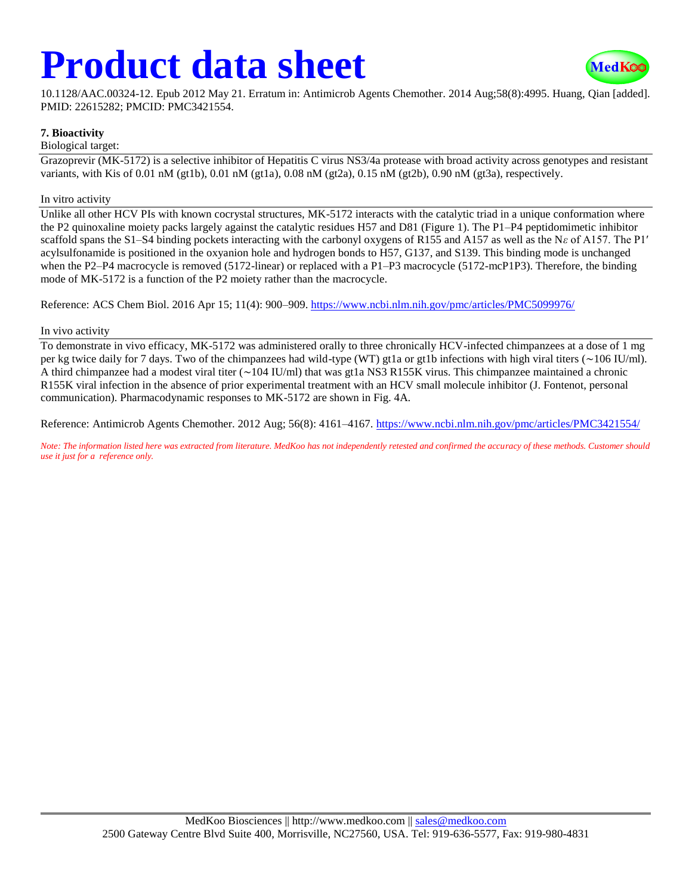10.1128/AAC.00324-12. Epub 2012 May 21. Erratum in: Antimicrob Agents Chemother. 2014 Aug;58(8):4995. Huang, Qian [added]. PMID: 22615282; PMCID: PMC3421554.

### 7. Bioactivity

Biological target:

Grazoprevir (MK-5172) is a selective inhibitor of Hepatitis C virus NS3/4a protease with broad activity across genotypes and resistant variants, with Kis of 0.01 nM (gt1b), 0.01 nM (gt1a), 0.08 nM (gt2a), 0.15 nM (gt2b), 0.90 nM (gt3a), respectively.

In vitro activity

Unlike all other HCV PIs with known cocrystal structures, MK-5172 interacts with the catalytic triad in a unique conformation where the P2 quinoxaline moiety packs largely against the catalytic residues H57 and D81 (Figure 1). The P1–P4 peptidomimetic inhibitor scaffold spans the S1–S4 binding pockets interacting with the carbonyl oxygens of R155 and A157 as well as the N$\varepsilon$ of A157. The P1′ acylsulfonamide is positioned in the oxyanion hole and hydrogen bonds to H57, G137, and S139. This binding mode is unchanged when the P2–P4 macrocycle is removed (5172-linear) or replaced with a P1–P3 macrocycle (5172-mcP1P3). Therefore, the binding mode of MK-5172 is a function of the P2 moiety rather than the macrocycle.

Reference: ACS Chem Biol. 2016 Apr 15; 11(4): 900–909. https://www.ncbi.nlm.nih.gov/pmc/articles/PMC5099976/

In vivo activity

To demonstrate in vivo efficacy, MK-5172 was administered orally to three chronically HCV-infected chimpanzees at a dose of 1 mg per kg twice daily for 7 days. Two of the chimpanzees had wild-type (WT) gt1a or gt1b infections with high viral titers (∼106 IU/ml). A third chimpanzee had a modest viral titer (∼104 IU/ml) that was gt1a NS3 R155K virus. This chimpanzee maintained a chronic R155K viral infection in the absence of prior experimental treatment with an HCV small molecule inhibitor (J. Fontenot, personal communication). Pharmacodynamic responses to MK-5172 are shown in Fig. 4A.

Reference: Antimicrob Agents Chemother. 2012 Aug; 56(8): 4161–4167. https://www.ncbi.nlm.nih.gov/pmc/articles/PMC3421554/

*Note: The information listed here was extracted from literature. MedKoo has not independently retested and confirmed the accuracy of these methods. Customer should use it just for a reference only.*